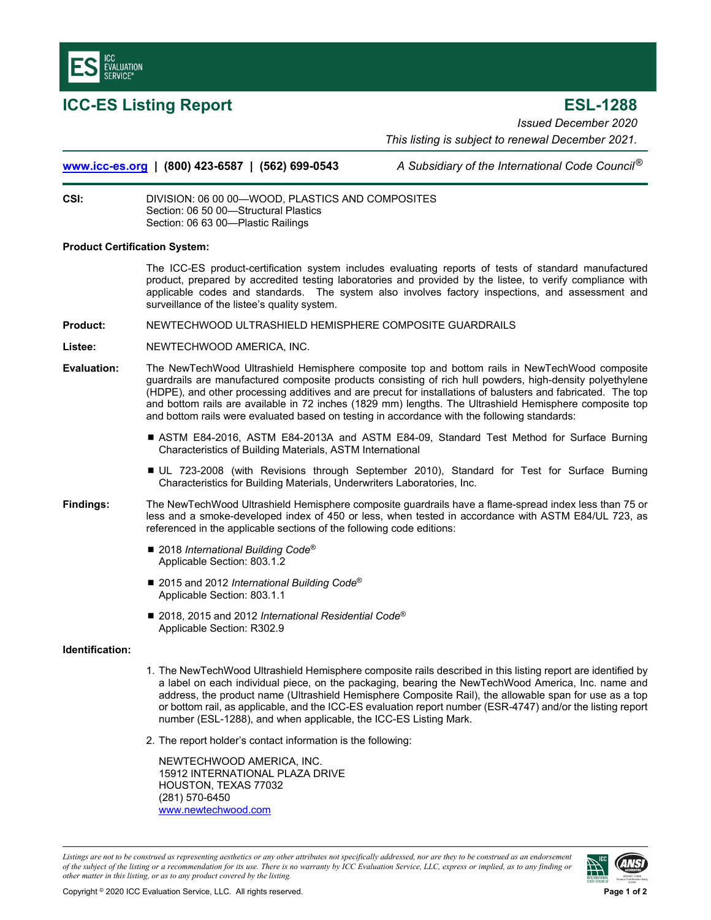# ICC-ES Listing Report

## ESL-1288

*Issued December 2020*

*This listing is subject to renewal December 2021.*

www.icc-es.org | (800) 423-6587 | (562) 699-0543 *A Subsidiary of the International Code Council®*

**CSI:** DIVISION: 06 00 00—WOOD, PLASTICS AND COMPOSITES
Section: 06 50 00—Structural Plastics
Section: 06 63 00—Plastic Railings

**Product Certification System:**

The ICC-ES product-certification system includes evaluating reports of tests of standard manufactured product, prepared by accredited testing laboratories and provided by the listee, to verify compliance with applicable codes and standards. The system also involves factory inspections, and assessment and surveillance of the listee's quality system.

**Product:** NEWTECHWOOD ULTRASHIELD HEMISPHERE COMPOSITE GUARDRAILS

**Listee:** NEWTECHWOOD AMERICA, INC.

**Evaluation:** The NewTechWood Ultrashield Hemisphere composite top and bottom rails in NewTechWood composite guardrails are manufactured composite products consisting of rich hull powders, high-density polyethylene (HDPE), and other processing additives and are precut for installations of balusters and fabricated. The top and bottom rails are available in 72 inches (1829 mm) lengths. The Ultrashield Hemisphere composite top and bottom rails were evaluated based on testing in accordance with the following standards:

- ASTM E84-2016, ASTM E84-2013A and ASTM E84-09, Standard Test Method for Surface Burning Characteristics of Building Materials, ASTM International
- UL 723-2008 (with Revisions through September 2010), Standard for Test for Surface Burning Characteristics for Building Materials, Underwriters Laboratories, Inc.

**Findings:** The NewTechWood Ultrashield Hemisphere composite guardrails have a flame-spread index less than 75 or less and a smoke-developed index of 450 or less, when tested in accordance with ASTM E84/UL 723, as referenced in the applicable sections of the following code editions:

- 2018 *International Building Code®*
  Applicable Section: 803.1.2
- 2015 and 2012 *International Building Code®*
  Applicable Section: 803.1.1
- 2018, 2015 and 2012 *International Residential Code®*
  Applicable Section: R302.9

**Identification:**

1. The NewTechWood Ultrashield Hemisphere composite rails described in this listing report are identified by a label on each individual piece, on the packaging, bearing the NewTechWood America, Inc. name and address, the product name (Ultrashield Hemisphere Composite Rail), the allowable span for use as a top or bottom rail, as applicable, and the ICC-ES evaluation report number (ESR-4747) and/or the listing report number (ESL-1288), and when applicable, the ICC-ES Listing Mark.

2. The report holder's contact information is the following:

   NEWTECHWOOD AMERICA, INC.
   15912 INTERNATIONAL PLAZA DRIVE
   HOUSTON, TEXAS 77032
   (281) 570-6450
   www.newtechwood.com

*Listings are not to be construed as representing aesthetics or any other attributes not specifically addressed, nor are they to be construed as an endorsement of the subject of the listing or a recommendation for its use. There is no warranty by ICC Evaluation Service, LLC, express or implied, as to any finding or other matter in this listing, or as to any product covered by the listing.*

Copyright © 2020 ICC Evaluation Service, LLC. All rights reserved.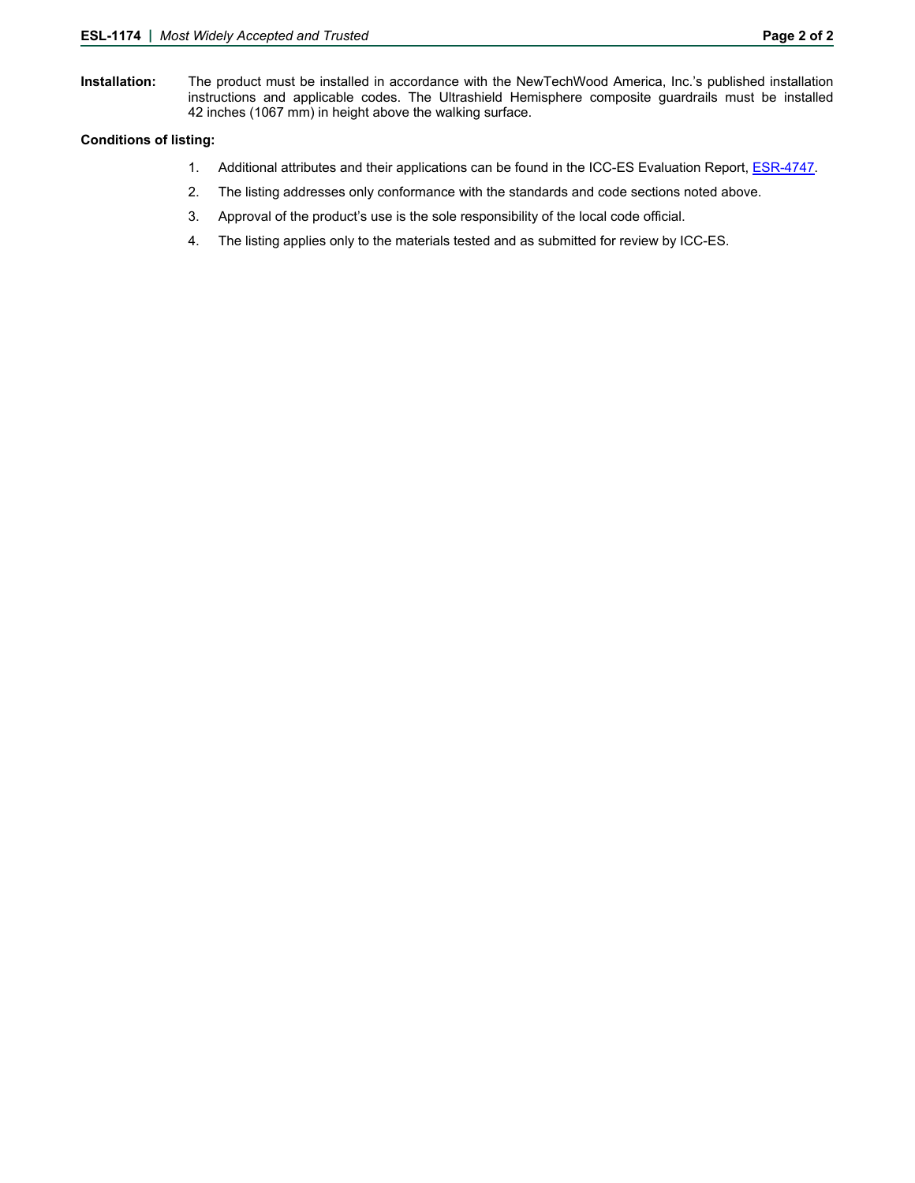**Installation:** The product must be installed in accordance with the NewTechWood America, Inc.'s published installation instructions and applicable codes. The Ultrashield Hemisphere composite guardrails must be installed 42 inches (1067 mm) in height above the walking surface.

**Conditions of listing:**

1. Additional attributes and their applications can be found in the ICC-ES Evaluation Report, ESR-4747.
2. The listing addresses only conformance with the standards and code sections noted above.
3. Approval of the product's use is the sole responsibility of the local code official.
4. The listing applies only to the materials tested and as submitted for review by ICC-ES.